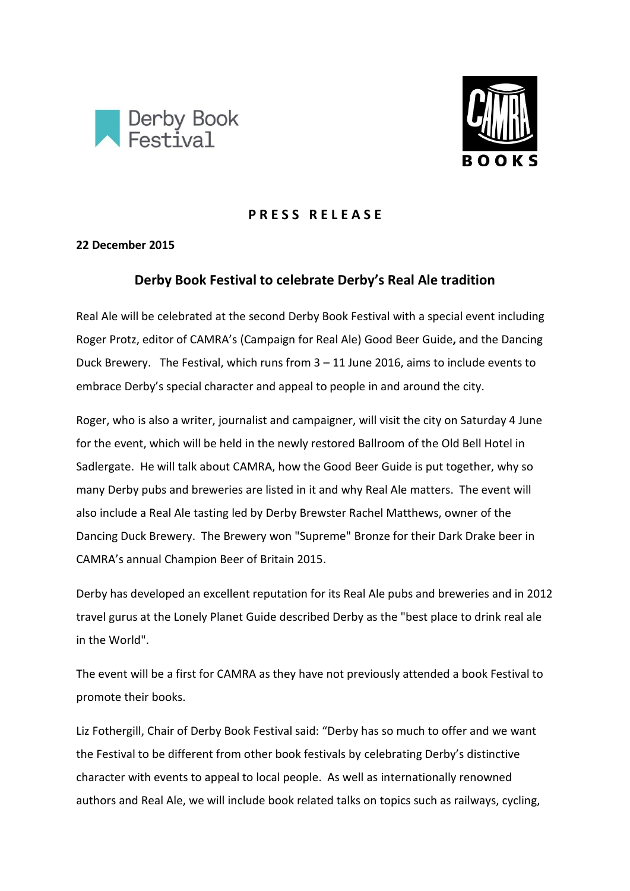Derby Book Festival

CAMRA BOOKS

**PRESS RELEASE**

**22 December 2015**

## Derby Book Festival to celebrate Derby's Real Ale tradition

Real Ale will be celebrated at the second Derby Book Festival with a special event including Roger Protz, editor of CAMRA's (Campaign for Real Ale) Good Beer Guide**,** and the Dancing Duck Brewery. The Festival, which runs from 3 – 11 June 2016, aims to include events to embrace Derby's special character and appeal to people in and around the city.

Roger, who is also a writer, journalist and campaigner, will visit the city on Saturday 4 June for the event, which will be held in the newly restored Ballroom of the Old Bell Hotel in Sadlergate. He will talk about CAMRA, how the Good Beer Guide is put together, why so many Derby pubs and breweries are listed in it and why Real Ale matters. The event will also include a Real Ale tasting led by Derby Brewster Rachel Matthews, owner of the Dancing Duck Brewery. The Brewery won "Supreme" Bronze for their Dark Drake beer in CAMRA's annual Champion Beer of Britain 2015.

Derby has developed an excellent reputation for its Real Ale pubs and breweries and in 2012 travel gurus at the Lonely Planet Guide described Derby as the "best place to drink real ale in the World".

The event will be a first for CAMRA as they have not previously attended a book Festival to promote their books.

Liz Fothergill, Chair of Derby Book Festival said: "Derby has so much to offer and we want the Festival to be different from other book festivals by celebrating Derby's distinctive character with events to appeal to local people. As well as internationally renowned authors and Real Ale, we will include book related talks on topics such as railways, cycling,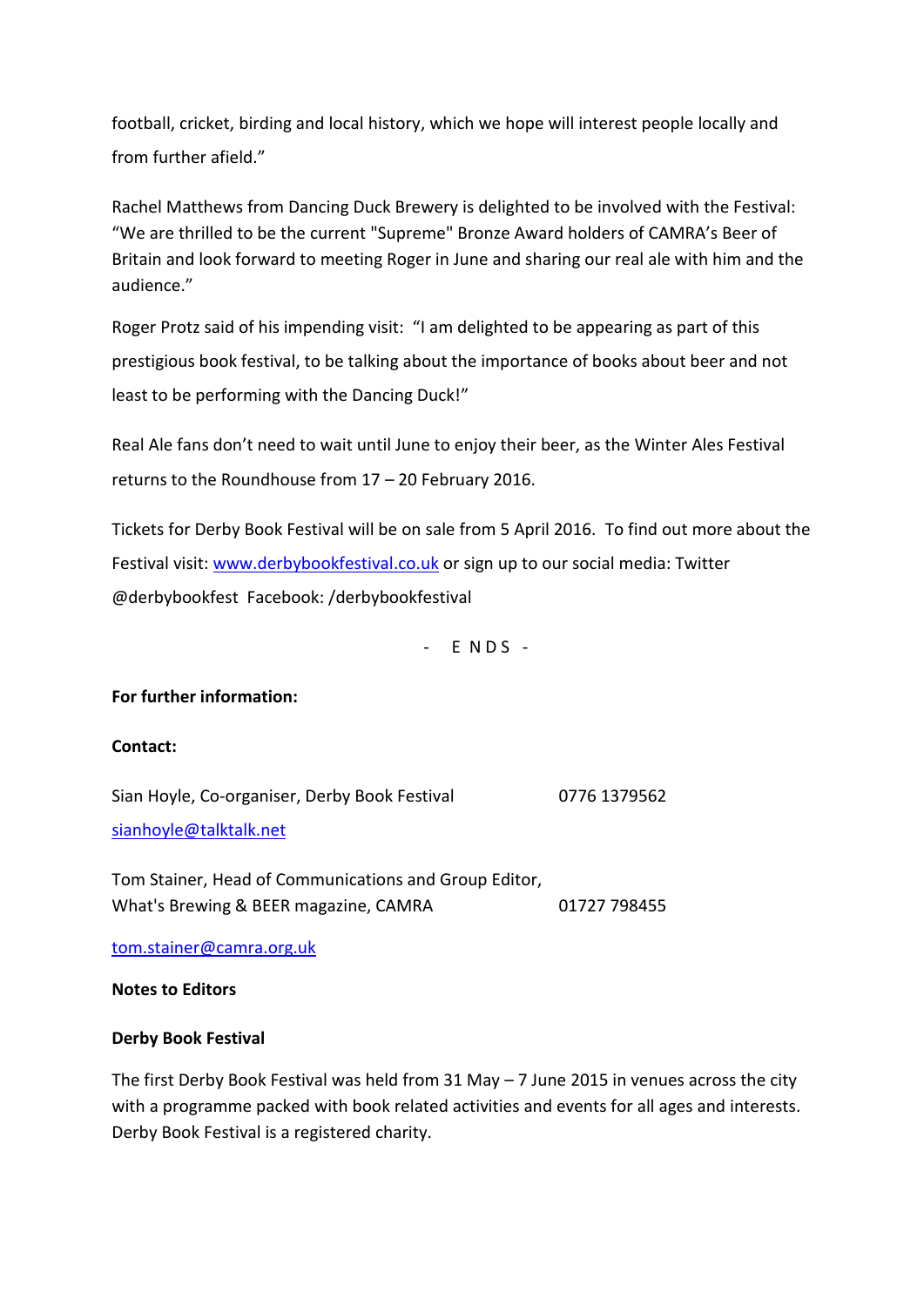football, cricket, birding and local history, which we hope will interest people locally and from further afield."

Rachel Matthews from Dancing Duck Brewery is delighted to be involved with the Festival: "We are thrilled to be the current "Supreme" Bronze Award holders of CAMRA's Beer of Britain and look forward to meeting Roger in June and sharing our real ale with him and the audience."

Roger Protz said of his impending visit: "I am delighted to be appearing as part of this prestigious book festival, to be talking about the importance of books about beer and not least to be performing with the Dancing Duck!"

Real Ale fans don't need to wait until June to enjoy their beer, as the Winter Ales Festival returns to the Roundhouse from 17 – 20 February 2016.

Tickets for Derby Book Festival will be on sale from 5 April 2016. To find out more about the Festival visit: [www.derbybookfestival.co.uk](http://www.derbybookfestival.co.uk) or sign up to our social media: Twitter @derbybookfest Facebook: /derbybookfestival

- E N D S -

**For further information:**

**Contact:**

Sian Hoyle, Co-organiser, Derby Book Festival 0776 1379562
[sianhoyle@talktalk.net](mailto:sianhoyle@talktalk.net)

Tom Stainer, Head of Communications and Group Editor, What's Brewing & BEER magazine, CAMRA 01727 798455

[tom.stainer@camra.org.uk](mailto:tom.stainer@camra.org.uk)

**Notes to Editors**

**Derby Book Festival**

The first Derby Book Festival was held from 31 May – 7 June 2015 in venues across the city with a programme packed with book related activities and events for all ages and interests. Derby Book Festival is a registered charity.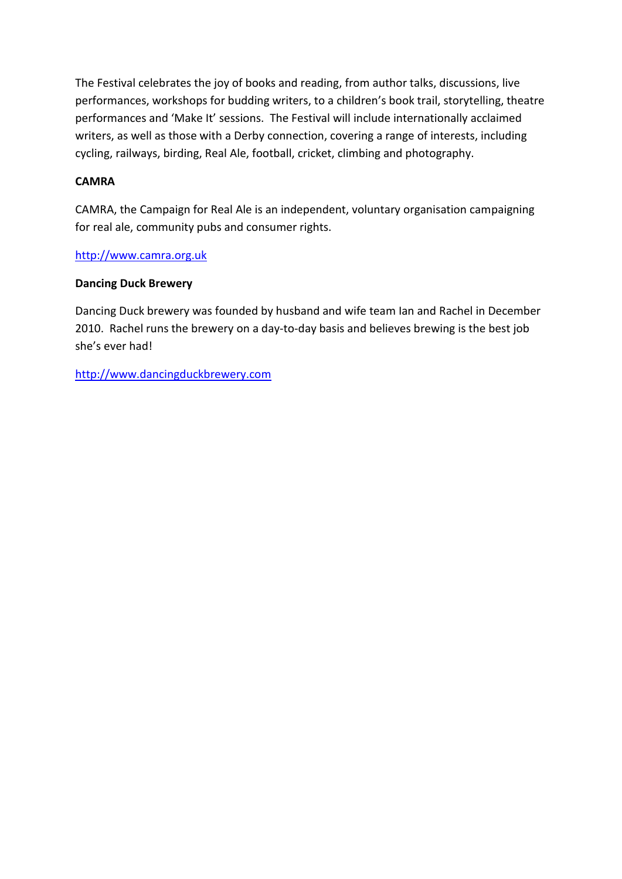The Festival celebrates the joy of books and reading, from author talks, discussions, live performances, workshops for budding writers, to a children's book trail, storytelling, theatre performances and 'Make It' sessions. The Festival will include internationally acclaimed writers, as well as those with a Derby connection, covering a range of interests, including cycling, railways, birding, Real Ale, football, cricket, climbing and photography.

**CAMRA**

CAMRA, the Campaign for Real Ale is an independent, voluntary organisation campaigning for real ale, community pubs and consumer rights.

http://www.camra.org.uk

**Dancing Duck Brewery**

Dancing Duck brewery was founded by husband and wife team Ian and Rachel in December 2010. Rachel runs the brewery on a day-to-day basis and believes brewing is the best job she's ever had!

http://www.dancingduckbrewery.com